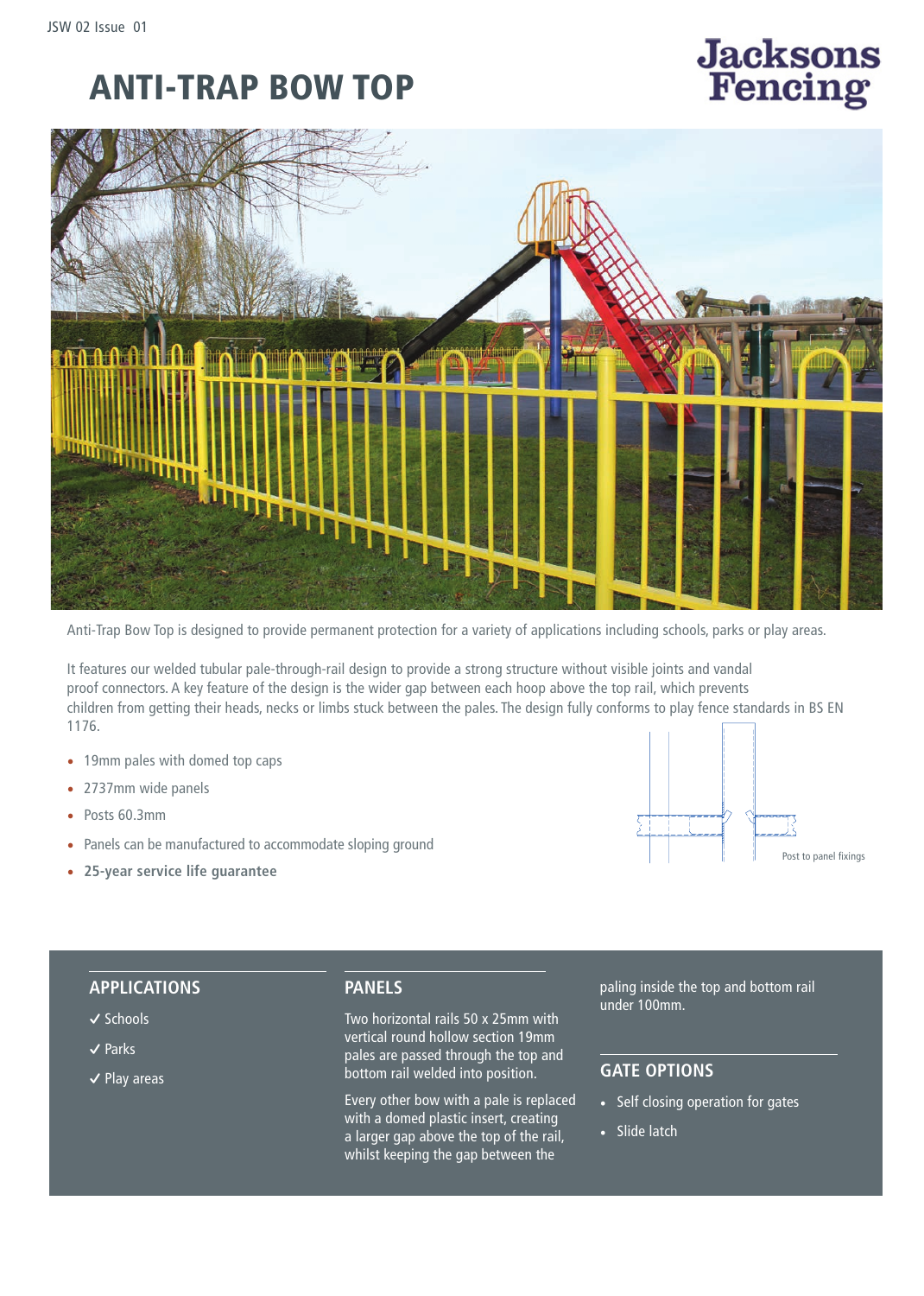# ANTI-TRAP BOW TOP

Anti-Trap Bow Top is designed to provide permanent protection for a variety of applications including schools, parks or play areas.

It features our welded tubular pale-through-rail design to provide a strong structure without visible joints and vandal proof connectors. A key feature of the design is the wider gap between each hoop above the top rail, which prevents children from getting their heads, necks or limbs stuck between the pales. The design fully conforms to play fence standards in BS EN 1176.

- 19mm pales with domed top caps
- 2737mm wide panels
- Posts 60.3mm
- Panels can be manufactured to accommodate sloping ground
- **25-year service life guarantee**

Post to panel fixings

## APPLICATIONS

✓ Schools

✓ Parks

✓ Play areas

## PANELS

Two horizontal rails 50 x 25mm with vertical round hollow section 19mm pales are passed through the top and bottom rail welded into position.

Every other bow with a pale is replaced with a domed plastic insert, creating a larger gap above the top of the rail, whilst keeping the gap between the paling inside the top and bottom rail under 100mm.

## GATE OPTIONS

- Self closing operation for gates
- Slide latch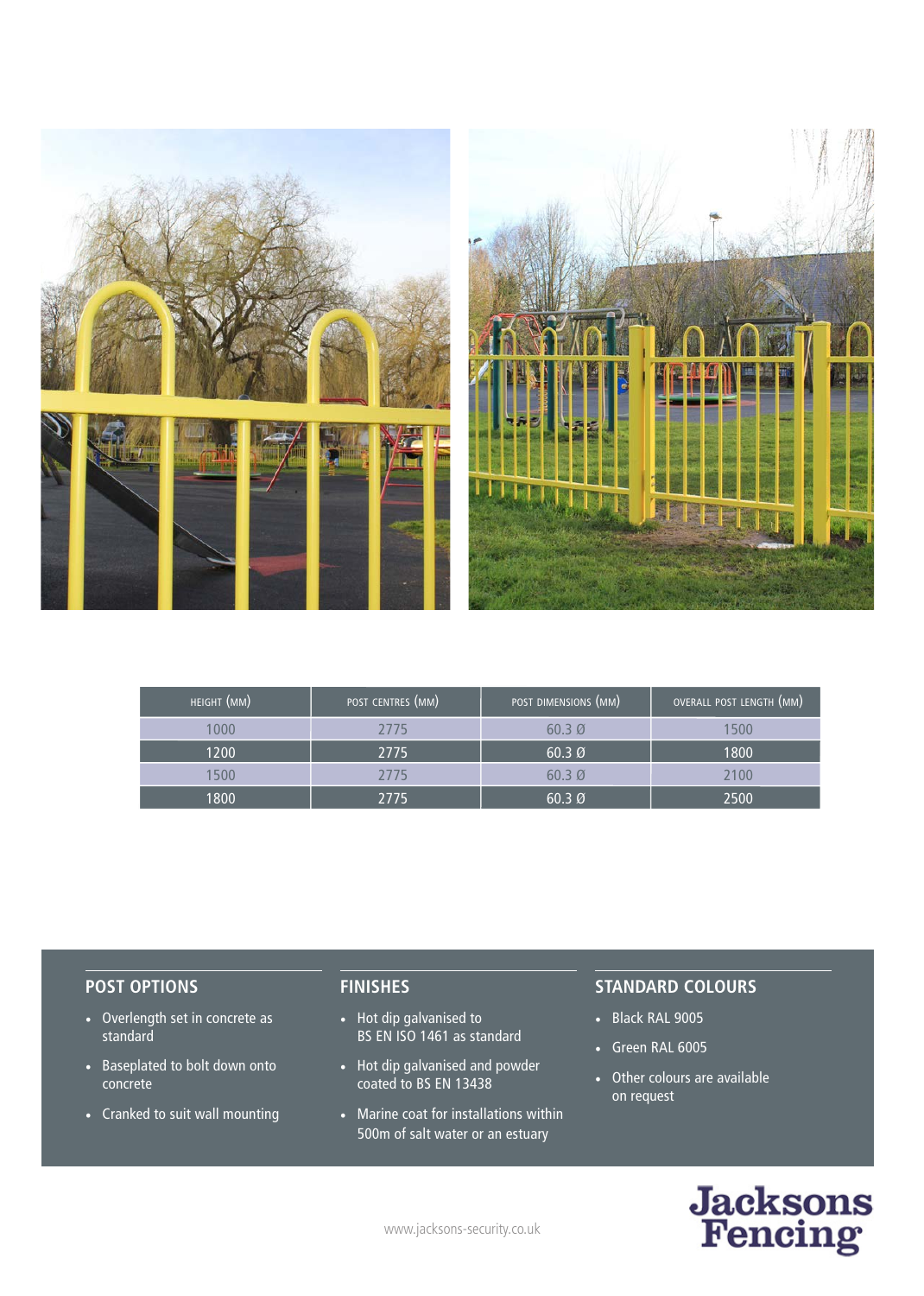| HEIGHT (MM) | POST CENTRES (MM) | POST DIMENSIONS (MM) | OVERALL POST LENGTH (MM) |
|---|---|---|---|
| 1000 | 2775 | 60.3 Ø | 1500 |
| 1200 | 2775 | 60.3 Ø | 1800 |
| 1500 | 2775 | 60.3 Ø | 2100 |
| 1800 | 2775 | 60.3 Ø | 2500 |

## POST OPTIONS

- Overlength set in concrete as standard
- Baseplated to bolt down onto concrete
- Cranked to suit wall mounting

## FINISHES

- Hot dip galvanised to BS EN ISO 1461 as standard
- Hot dip galvanised and powder coated to BS EN 13438
- Marine coat for installations within 500m of salt water or an estuary

## STANDARD COLOURS

- Black RAL 9005
- Green RAL 6005
- Other colours are available on request

www.jacksons-security.co.uk

Jacksons Fencing